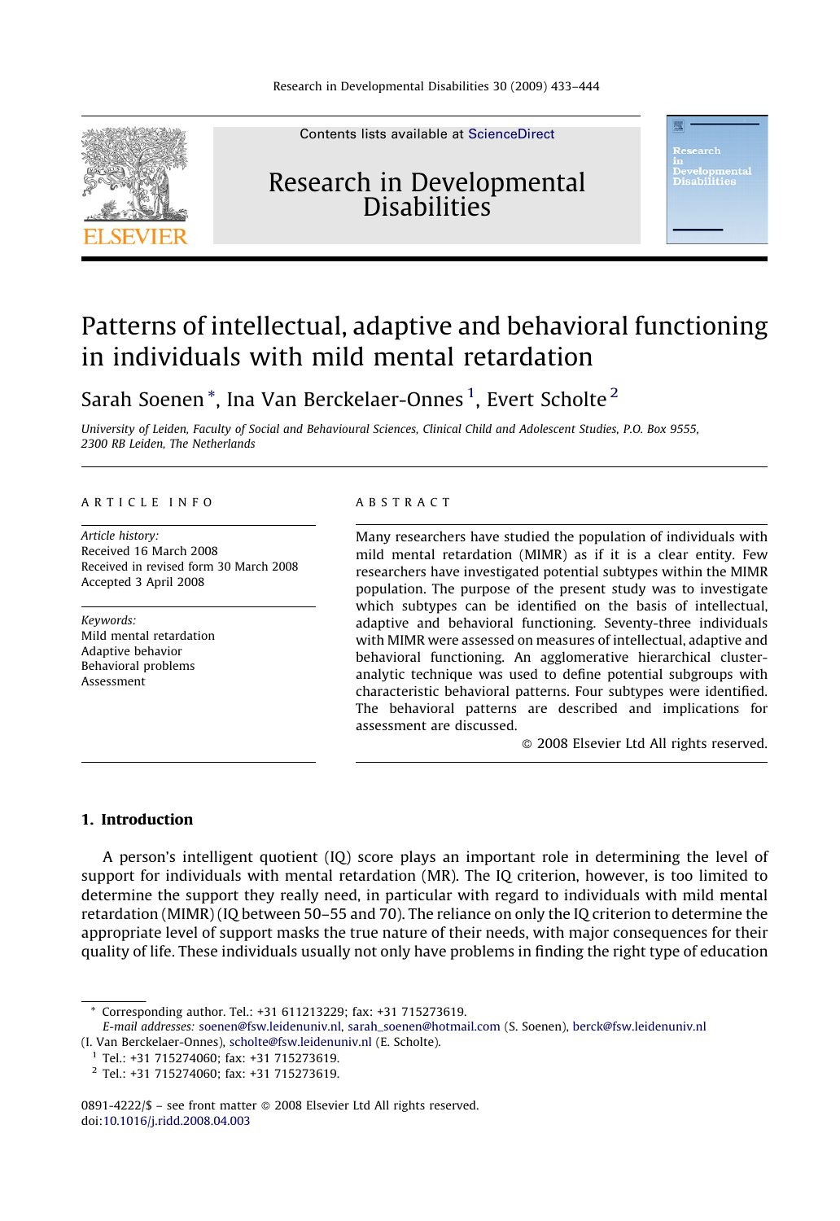# Patterns of intellectual, adaptive and behavioral functioning in individuals with mild mental retardation

Sarah Soenen *, Ina Van Berckelaer-Onnes [1], Evert Scholte [2]

*University of Leiden, Faculty of Social and Behavioural Sciences, Clinical Child and Adolescent Studies, P.O. Box 9555, 2300 RB Leiden, The Netherlands*

## ARTICLE INFO

*Article history:*
Received 16 March 2008
Received in revised form 30 March 2008
Accepted 3 April 2008

*Keywords:*
Mild mental retardation
Adaptive behavior
Behavioral problems
Assessment

## ABSTRACT

Many researchers have studied the population of individuals with mild mental retardation (MIMR) as if it is a clear entity. Few researchers have investigated potential subtypes within the MIMR population. The purpose of the present study was to investigate which subtypes can be identified on the basis of intellectual, adaptive and behavioral functioning. Seventy-three individuals with MIMR were assessed on measures of intellectual, adaptive and behavioral functioning. An agglomerative hierarchical cluster-analytic technique was used to define potential subgroups with characteristic behavioral patterns. Four subtypes were identified. The behavioral patterns are described and implications for assessment are discussed.

© 2008 Elsevier Ltd All rights reserved.

## 1. Introduction

A person's intelligent quotient (IQ) score plays an important role in determining the level of support for individuals with mental retardation (MR). The IQ criterion, however, is too limited to determine the support they really need, in particular with regard to individuals with mild mental retardation (MIMR) (IQ between 50–55 and 70). The reliance on only the IQ criterion to determine the appropriate level of support masks the true nature of their needs, with major consequences for their quality of life. These individuals usually not only have problems in finding the right type of education

* Corresponding author. Tel.: +31 611213229; fax: +31 715273619.
*E-mail addresses:* soenen@fsw.leidenuniv.nl, sarah_soenen@hotmail.com (S. Soenen), berck@fsw.leidenuniv.nl (I. Van Berckelaer-Onnes), scholte@fsw.leidenuniv.nl (E. Scholte).

[1] Tel.: +31 715274060; fax: +31 715273619.

[2] Tel.: +31 715274060; fax: +31 715273619.

0891-4222/$ – see front matter © 2008 Elsevier Ltd All rights reserved.
doi:10.1016/j.ridd.2008.04.003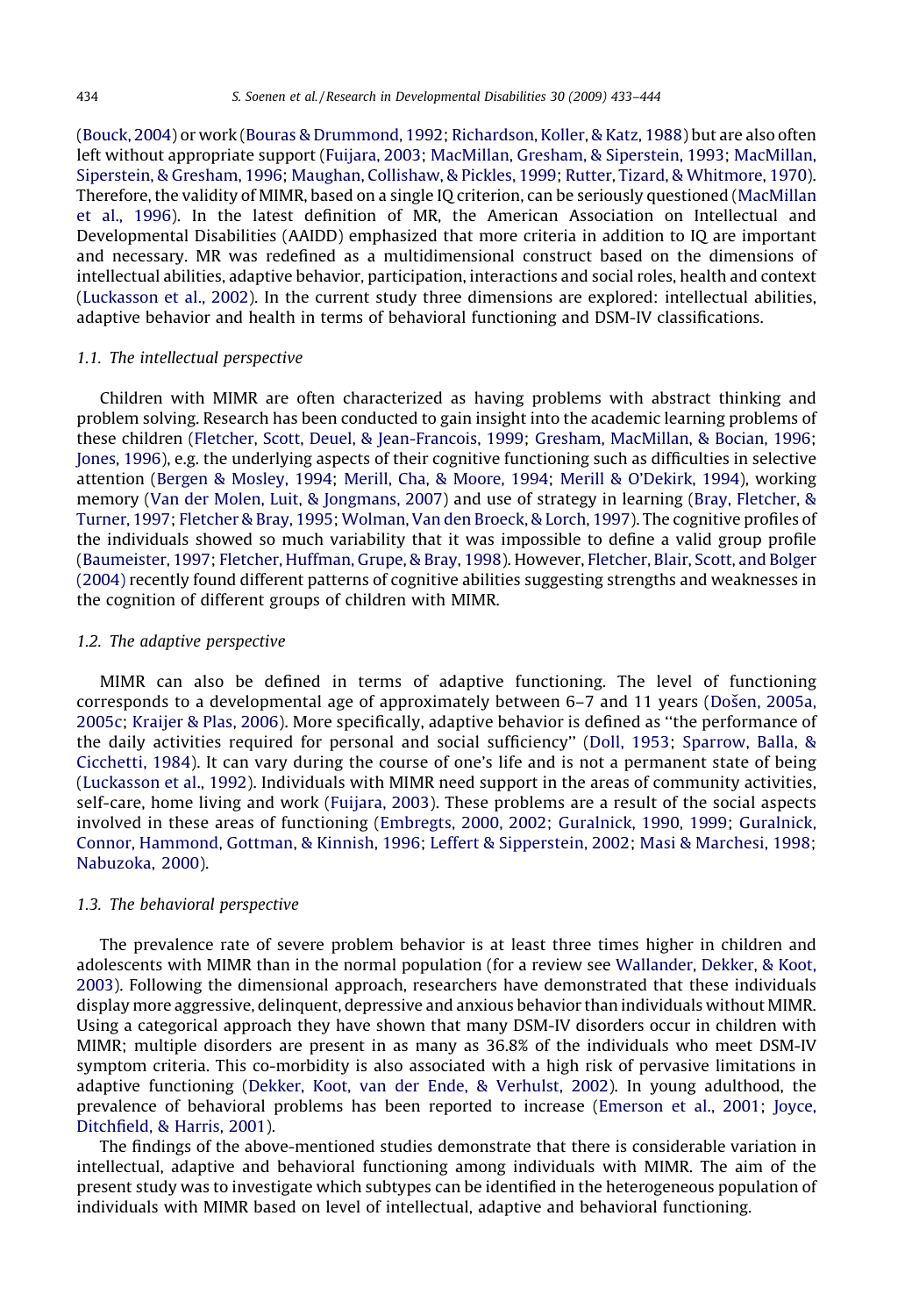(Bouck, 2004) or work (Bouras & Drummond, 1992; Richardson, Koller, & Katz, 1988) but are also often left without appropriate support (Fuijara, 2003; MacMillan, Gresham, & Siperstein, 1993; MacMillan, Siperstein, & Gresham, 1996; Maughan, Collishaw, & Pickles, 1999; Rutter, Tizard, & Whitmore, 1970). Therefore, the validity of MIMR, based on a single IQ criterion, can be seriously questioned (MacMillan et al., 1996). In the latest definition of MR, the American Association on Intellectual and Developmental Disabilities (AAIDD) emphasized that more criteria in addition to IQ are important and necessary. MR was redefined as a multidimensional construct based on the dimensions of intellectual abilities, adaptive behavior, participation, interactions and social roles, health and context (Luckasson et al., 2002). In the current study three dimensions are explored: intellectual abilities, adaptive behavior and health in terms of behavioral functioning and DSM-IV classifications.

### *1.1. The intellectual perspective*

Children with MIMR are often characterized as having problems with abstract thinking and problem solving. Research has been conducted to gain insight into the academic learning problems of these children (Fletcher, Scott, Deuel, & Jean-Francois, 1999; Gresham, MacMillan, & Bocian, 1996; Jones, 1996), e.g. the underlying aspects of their cognitive functioning such as difficulties in selective attention (Bergen & Mosley, 1994; Merill, Cha, & Moore, 1994; Merill & O'Dekirk, 1994), working memory (Van der Molen, Luit, & Jongmans, 2007) and use of strategy in learning (Bray, Fletcher, & Turner, 1997; Fletcher & Bray, 1995; Wolman, Van den Broeck, & Lorch, 1997). The cognitive profiles of the individuals showed so much variability that it was impossible to define a valid group profile (Baumeister, 1997; Fletcher, Huffman, Grupe, & Bray, 1998). However, Fletcher, Blair, Scott, and Bolger (2004) recently found different patterns of cognitive abilities suggesting strengths and weaknesses in the cognition of different groups of children with MIMR.

### *1.2. The adaptive perspective*

MIMR can also be defined in terms of adaptive functioning. The level of functioning corresponds to a developmental age of approximately between 6–7 and 11 years (Došen, 2005a, 2005c; Kraijer & Plas, 2006). More specifically, adaptive behavior is defined as ''the performance of the daily activities required for personal and social sufficiency'' (Doll, 1953; Sparrow, Balla, & Cicchetti, 1984). It can vary during the course of one's life and is not a permanent state of being (Luckasson et al., 1992). Individuals with MIMR need support in the areas of community activities, self-care, home living and work (Fuijara, 2003). These problems are a result of the social aspects involved in these areas of functioning (Embregts, 2000, 2002; Guralnick, 1990, 1999; Guralnick, Connor, Hammond, Gottman, & Kinnish, 1996; Leffert & Sipperstein, 2002; Masi & Marchesi, 1998; Nabuzoka, 2000).

### *1.3. The behavioral perspective*

The prevalence rate of severe problem behavior is at least three times higher in children and adolescents with MIMR than in the normal population (for a review see Wallander, Dekker, & Koot, 2003). Following the dimensional approach, researchers have demonstrated that these individuals display more aggressive, delinquent, depressive and anxious behavior than individuals without MIMR. Using a categorical approach they have shown that many DSM-IV disorders occur in children with MIMR; multiple disorders are present in as many as 36.8% of the individuals who meet DSM-IV symptom criteria. This co-morbidity is also associated with a high risk of pervasive limitations in adaptive functioning (Dekker, Koot, van der Ende, & Verhulst, 2002). In young adulthood, the prevalence of behavioral problems has been reported to increase (Emerson et al., 2001; Joyce, Ditchfield, & Harris, 2001).

The findings of the above-mentioned studies demonstrate that there is considerable variation in intellectual, adaptive and behavioral functioning among individuals with MIMR. The aim of the present study was to investigate which subtypes can be identified in the heterogeneous population of individuals with MIMR based on level of intellectual, adaptive and behavioral functioning.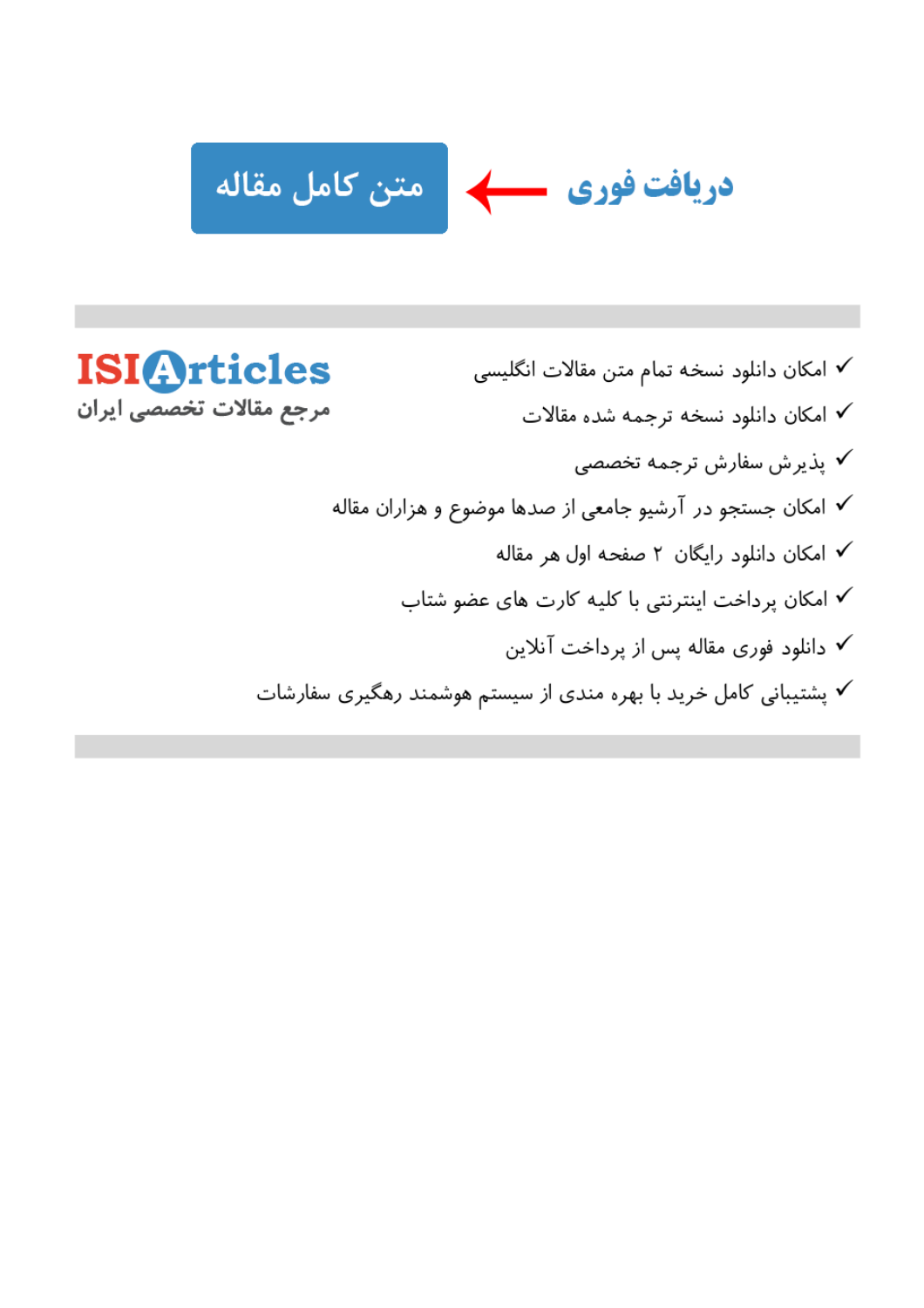دریافت فوری ← **متن کامل مقاله**

**ISIArticles**
مرجع مقالات تخصصی ایران

- ✓ امکان دانلود نسخه تمام متن مقالات انگلیسی
- ✓ امکان دانلود نسخه ترجمه شده مقالات
- ✓ پذیرش سفارش ترجمه تخصصی
- ✓ امکان جستجو در آرشیو جامعی از صدها موضوع و هزاران مقاله
- ✓ امکان دانلود رایگان ۲ صفحه اول هر مقاله
- ✓ امکان پرداخت اینترنتی با کلیه کارت های عضو شتاب
- ✓ دانلود فوری مقاله پس از پرداخت آنلاین
- ✓ پشتیبانی کامل خرید با بهره مندی از سیستم هوشمند رهگیری سفارشات